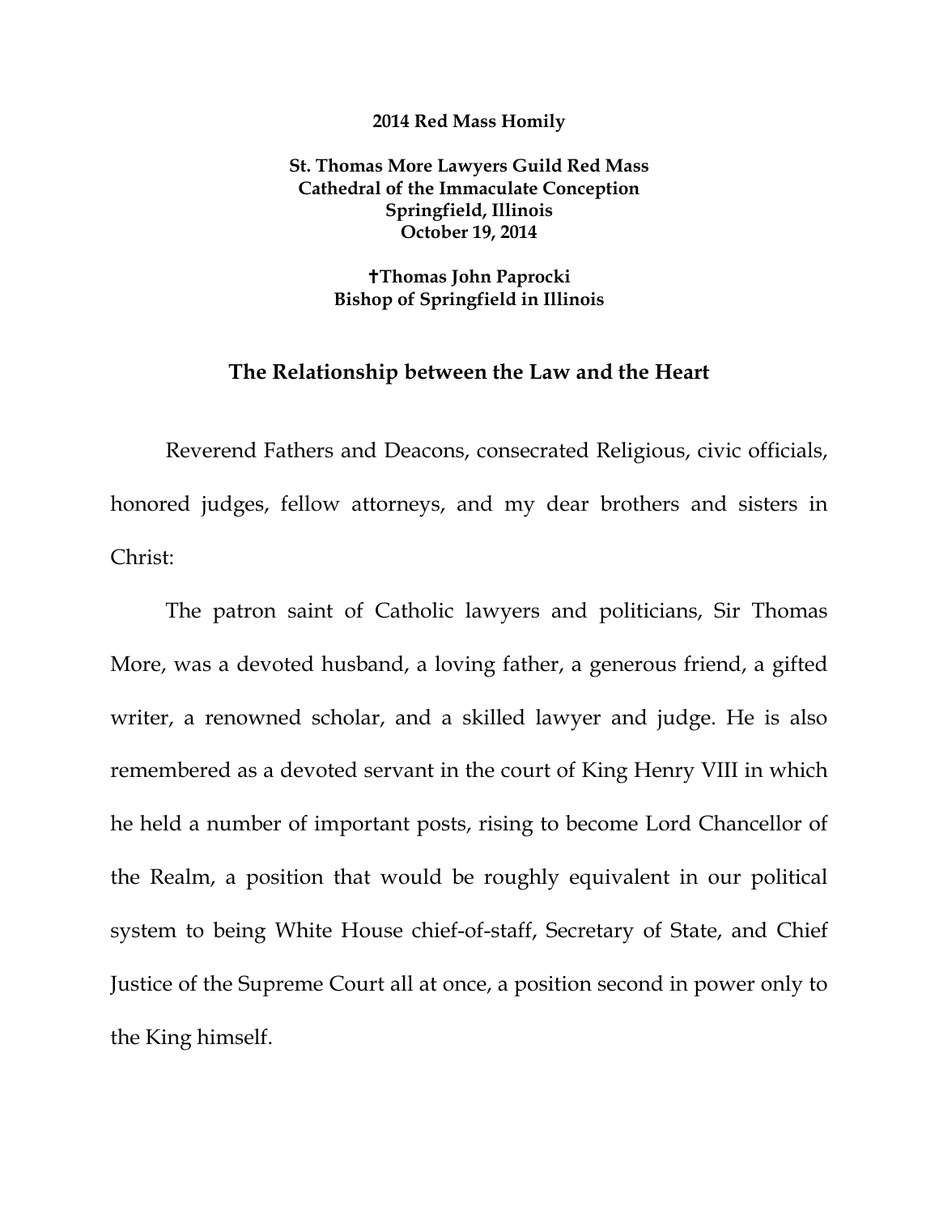**2014 Red Mass Homily**

**St. Thomas More Lawyers Guild Red Mass**
**Cathedral of the Immaculate Conception**
**Springfield, Illinois**
**October 19, 2014**

**✝Thomas John Paprocki**
**Bishop of Springfield in Illinois**

## The Relationship between the Law and the Heart

Reverend Fathers and Deacons, consecrated Religious, civic officials, honored judges, fellow attorneys, and my dear brothers and sisters in Christ:

The patron saint of Catholic lawyers and politicians, Sir Thomas More, was a devoted husband, a loving father, a generous friend, a gifted writer, a renowned scholar, and a skilled lawyer and judge. He is also remembered as a devoted servant in the court of King Henry VIII in which he held a number of important posts, rising to become Lord Chancellor of the Realm, a position that would be roughly equivalent in our political system to being White House chief-of-staff, Secretary of State, and Chief Justice of the Supreme Court all at once, a position second in power only to the King himself.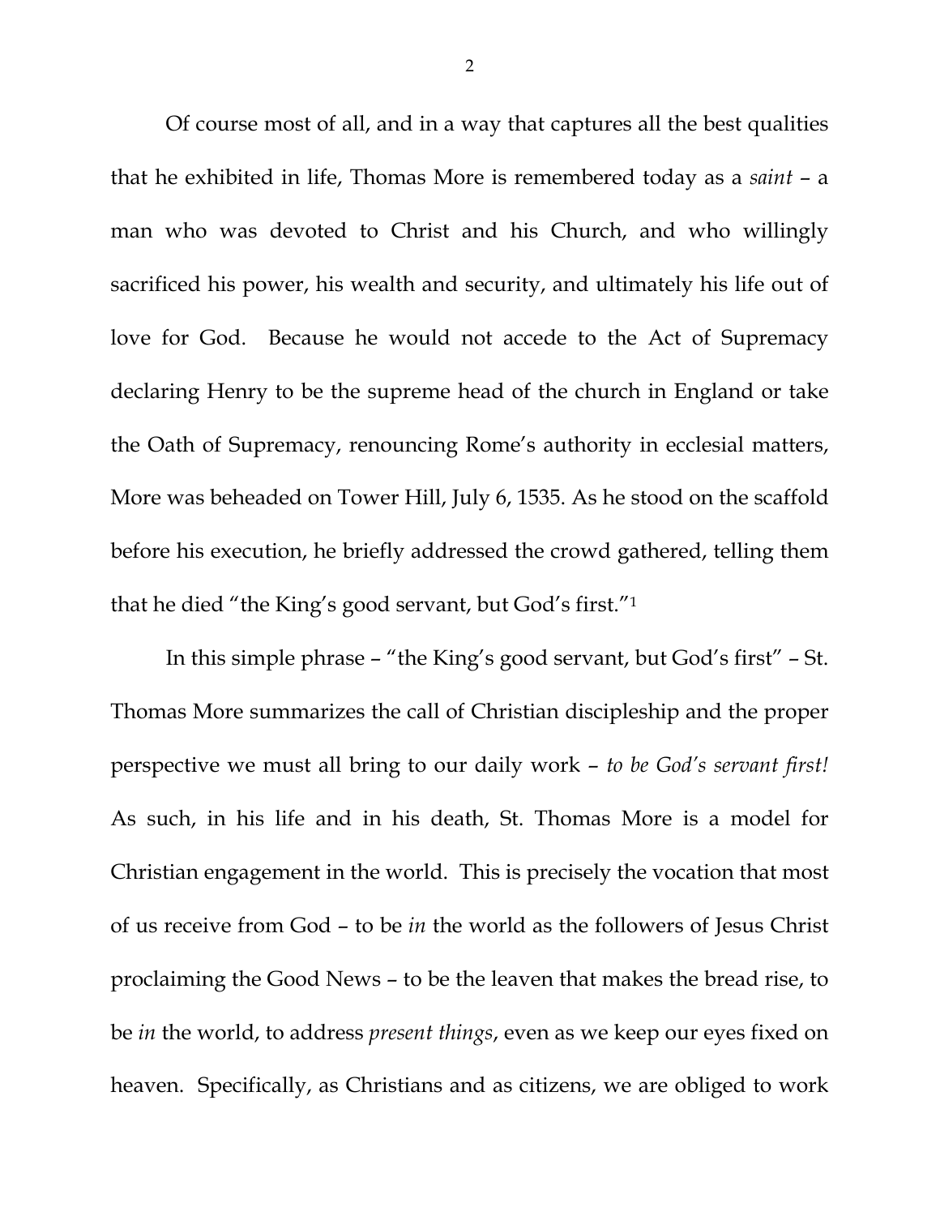Of course most of all, and in a way that captures all the best qualities that he exhibited in life, Thomas More is remembered today as a *saint* – a man who was devoted to Christ and his Church, and who willingly sacrificed his power, his wealth and security, and ultimately his life out of love for God. Because he would not accede to the Act of Supremacy declaring Henry to be the supreme head of the church in England or take the Oath of Supremacy, renouncing Rome's authority in ecclesial matters, More was beheaded on Tower Hill, July 6, 1535. As he stood on the scaffold before his execution, he briefly addressed the crowd gathered, telling them that he died "the King's good servant, but God's first."[1]

In this simple phrase – "the King's good servant, but God's first" – St. Thomas More summarizes the call of Christian discipleship and the proper perspective we must all bring to our daily work – *to be God's servant first!* As such, in his life and in his death, St. Thomas More is a model for Christian engagement in the world. This is precisely the vocation that most of us receive from God – to be *in* the world as the followers of Jesus Christ proclaiming the Good News – to be the leaven that makes the bread rise, to be *in* the world, to address *present things*, even as we keep our eyes fixed on heaven. Specifically, as Christians and as citizens, we are obliged to work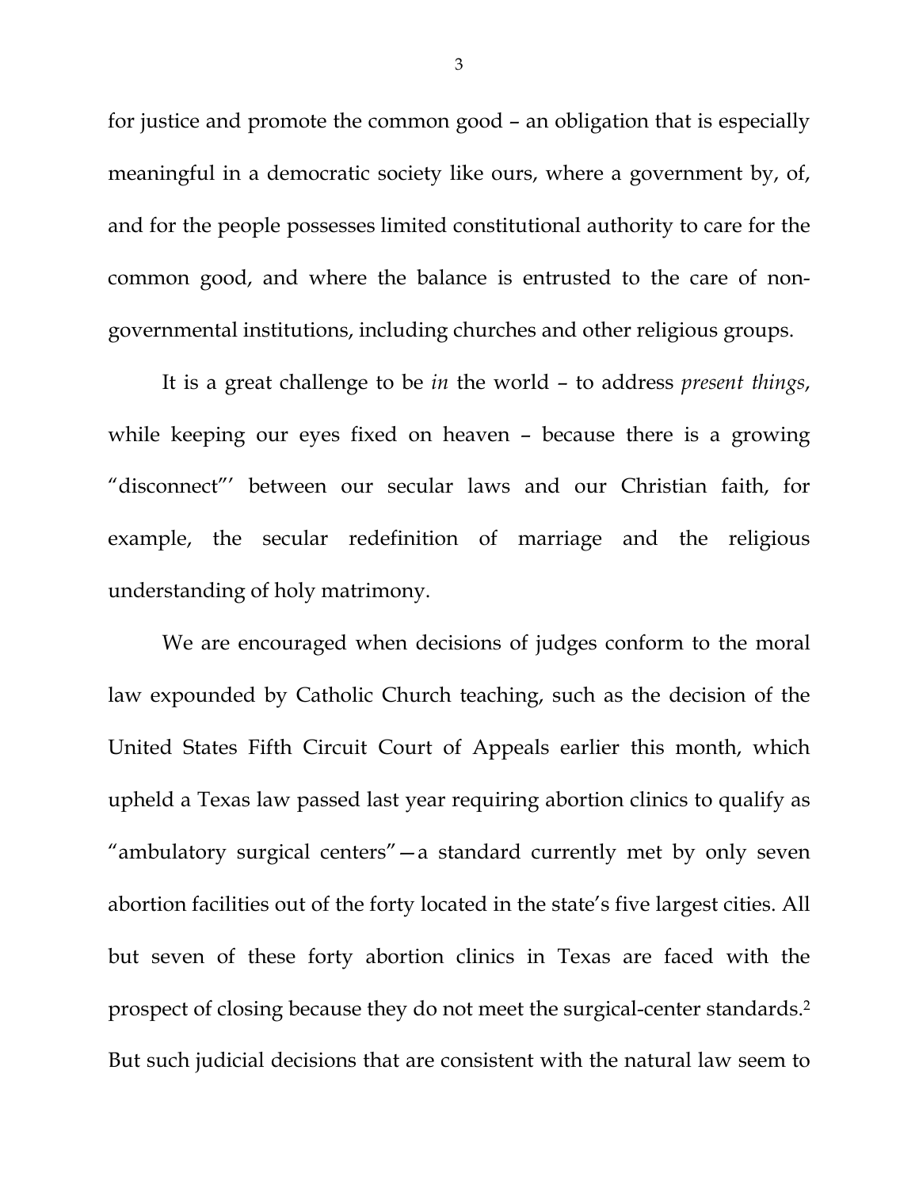for justice and promote the common good – an obligation that is especially meaningful in a democratic society like ours, where a government by, of, and for the people possesses limited constitutional authority to care for the common good, and where the balance is entrusted to the care of non-governmental institutions, including churches and other religious groups.

It is a great challenge to be *in* the world – to address *present things*, while keeping our eyes fixed on heaven – because there is a growing "disconnect"' between our secular laws and our Christian faith, for example, the secular redefinition of marriage and the religious understanding of holy matrimony.

We are encouraged when decisions of judges conform to the moral law expounded by Catholic Church teaching, such as the decision of the United States Fifth Circuit Court of Appeals earlier this month, which upheld a Texas law passed last year requiring abortion clinics to qualify as "ambulatory surgical centers"—a standard currently met by only seven abortion facilities out of the forty located in the state's five largest cities. All but seven of these forty abortion clinics in Texas are faced with the prospect of closing because they do not meet the surgical-center standards.[2] But such judicial decisions that are consistent with the natural law seem to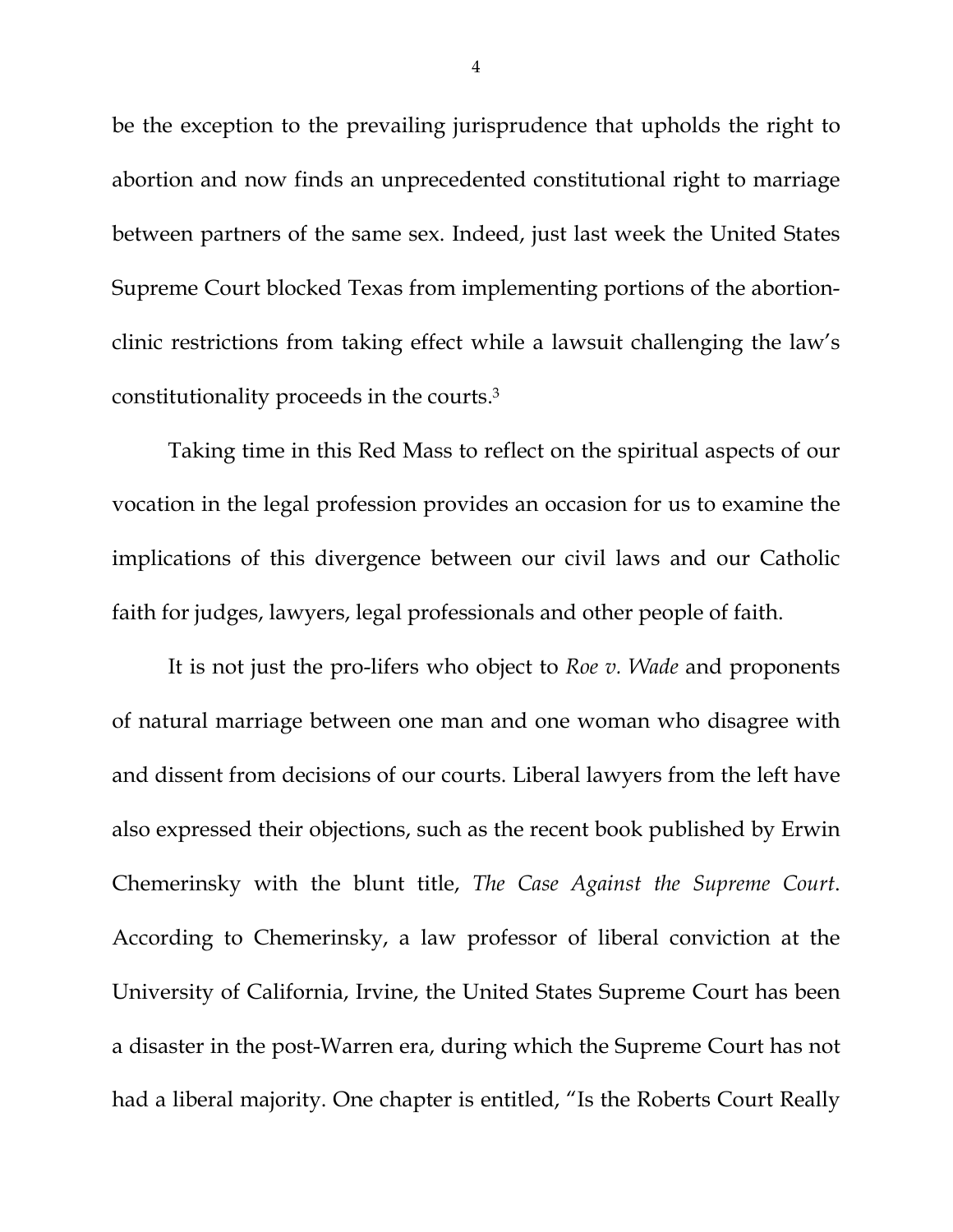be the exception to the prevailing jurisprudence that upholds the right to abortion and now finds an unprecedented constitutional right to marriage between partners of the same sex. Indeed, just last week the United States Supreme Court blocked Texas from implementing portions of the abortion-clinic restrictions from taking effect while a lawsuit challenging the law's constitutionality proceeds in the courts.[3]

Taking time in this Red Mass to reflect on the spiritual aspects of our vocation in the legal profession provides an occasion for us to examine the implications of this divergence between our civil laws and our Catholic faith for judges, lawyers, legal professionals and other people of faith.

It is not just the pro-lifers who object to *Roe v. Wade* and proponents of natural marriage between one man and one woman who disagree with and dissent from decisions of our courts. Liberal lawyers from the left have also expressed their objections, such as the recent book published by Erwin Chemerinsky with the blunt title, *The Case Against the Supreme Court*. According to Chemerinsky, a law professor of liberal conviction at the University of California, Irvine, the United States Supreme Court has been a disaster in the post-Warren era, during which the Supreme Court has not had a liberal majority. One chapter is entitled, "Is the Roberts Court Really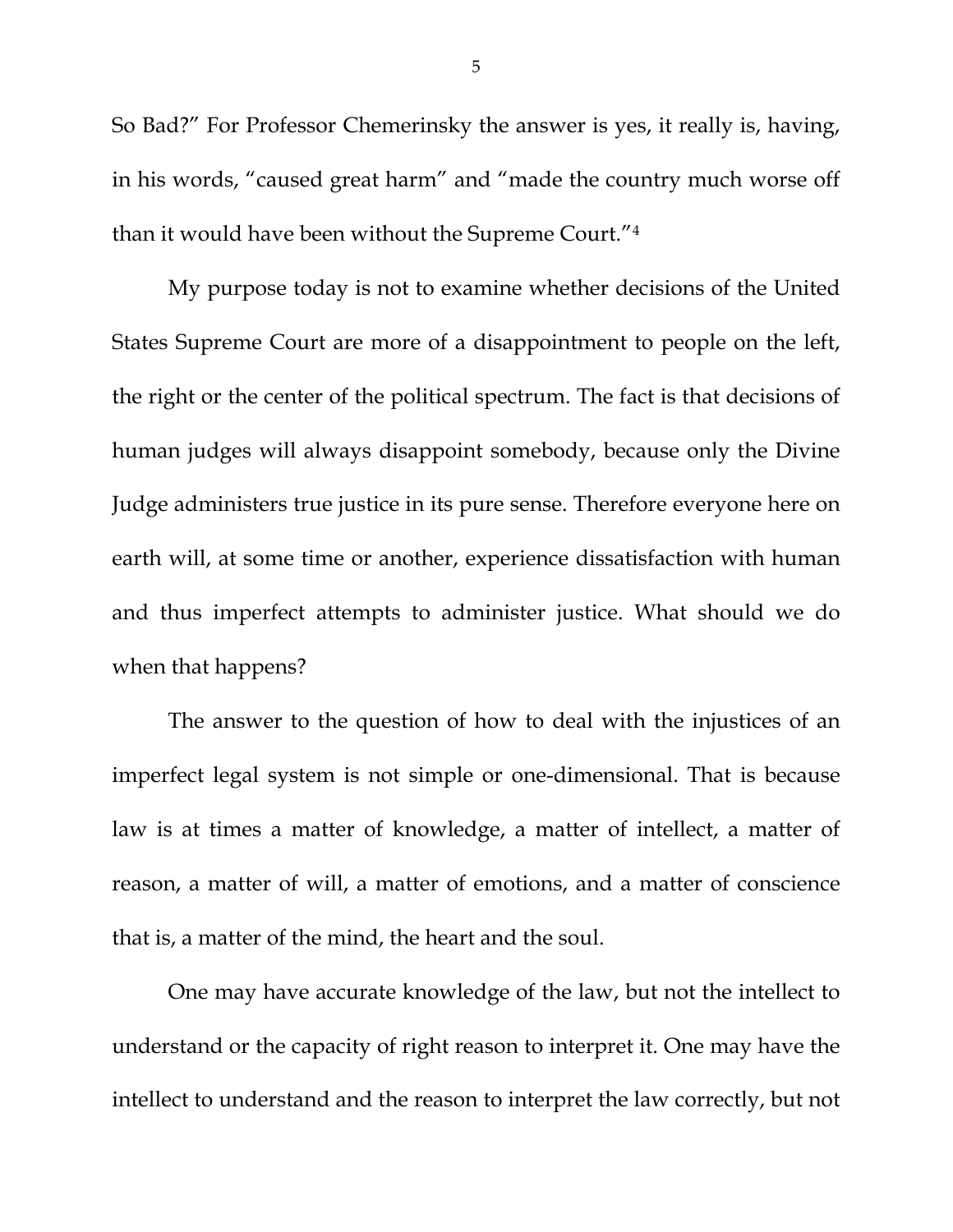So Bad?" For Professor Chemerinsky the answer is yes, it really is, having, in his words, "caused great harm" and "made the country much worse off than it would have been without the Supreme Court."[4]

My purpose today is not to examine whether decisions of the United States Supreme Court are more of a disappointment to people on the left, the right or the center of the political spectrum. The fact is that decisions of human judges will always disappoint somebody, because only the Divine Judge administers true justice in its pure sense. Therefore everyone here on earth will, at some time or another, experience dissatisfaction with human and thus imperfect attempts to administer justice. What should we do when that happens?

The answer to the question of how to deal with the injustices of an imperfect legal system is not simple or one-dimensional. That is because law is at times a matter of knowledge, a matter of intellect, a matter of reason, a matter of will, a matter of emotions, and a matter of conscience that is, a matter of the mind, the heart and the soul.

One may have accurate knowledge of the law, but not the intellect to understand or the capacity of right reason to interpret it. One may have the intellect to understand and the reason to interpret the law correctly, but not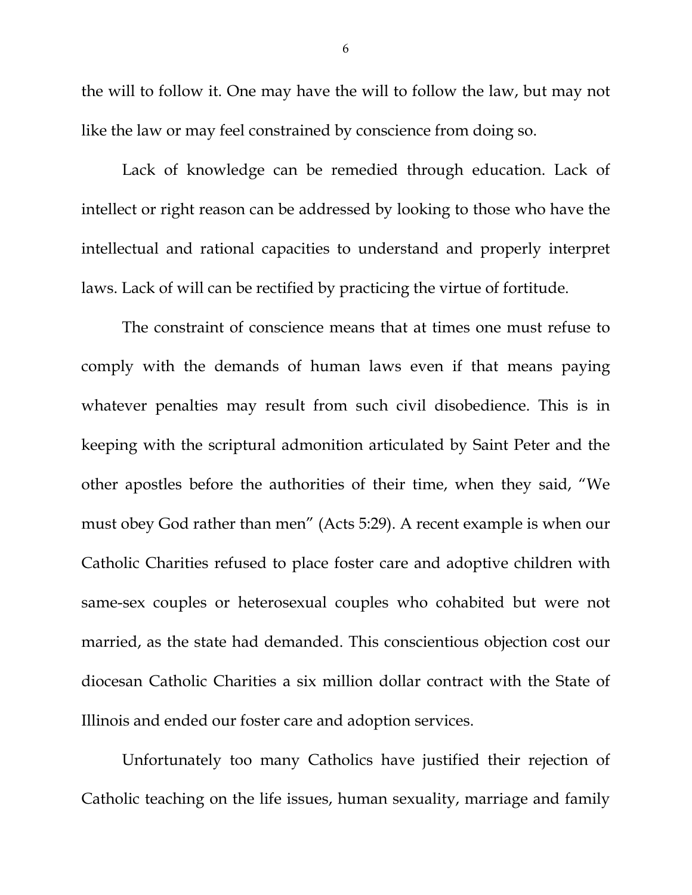the will to follow it. One may have the will to follow the law, but may not like the law or may feel constrained by conscience from doing so.

Lack of knowledge can be remedied through education. Lack of intellect or right reason can be addressed by looking to those who have the intellectual and rational capacities to understand and properly interpret laws. Lack of will can be rectified by practicing the virtue of fortitude.

The constraint of conscience means that at times one must refuse to comply with the demands of human laws even if that means paying whatever penalties may result from such civil disobedience. This is in keeping with the scriptural admonition articulated by Saint Peter and the other apostles before the authorities of their time, when they said, "We must obey God rather than men" (Acts 5:29). A recent example is when our Catholic Charities refused to place foster care and adoptive children with same-sex couples or heterosexual couples who cohabited but were not married, as the state had demanded. This conscientious objection cost our diocesan Catholic Charities a six million dollar contract with the State of Illinois and ended our foster care and adoption services.

Unfortunately too many Catholics have justified their rejection of Catholic teaching on the life issues, human sexuality, marriage and family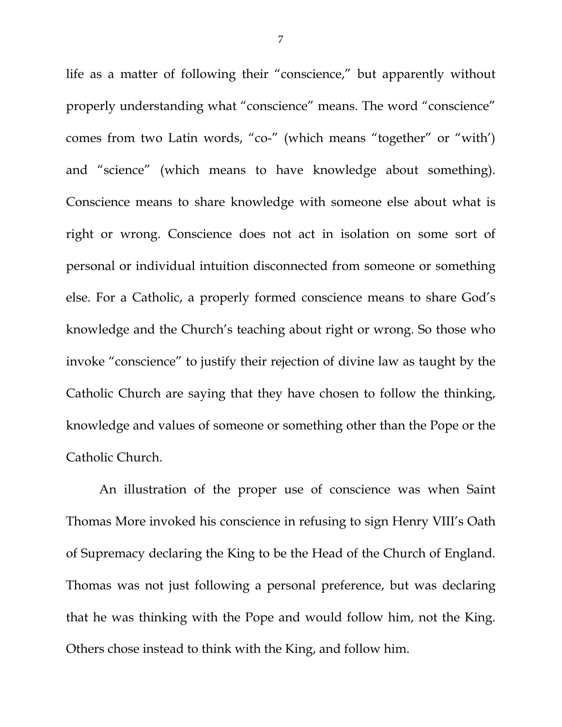life as a matter of following their "conscience," but apparently without properly understanding what "conscience" means. The word "conscience" comes from two Latin words, "co-" (which means "together" or "with') and "science" (which means to have knowledge about something). Conscience means to share knowledge with someone else about what is right or wrong. Conscience does not act in isolation on some sort of personal or individual intuition disconnected from someone or something else. For a Catholic, a properly formed conscience means to share God's knowledge and the Church's teaching about right or wrong. So those who invoke "conscience" to justify their rejection of divine law as taught by the Catholic Church are saying that they have chosen to follow the thinking, knowledge and values of someone or something other than the Pope or the Catholic Church.

An illustration of the proper use of conscience was when Saint Thomas More invoked his conscience in refusing to sign Henry VIII's Oath of Supremacy declaring the King to be the Head of the Church of England. Thomas was not just following a personal preference, but was declaring that he was thinking with the Pope and would follow him, not the King. Others chose instead to think with the King, and follow him.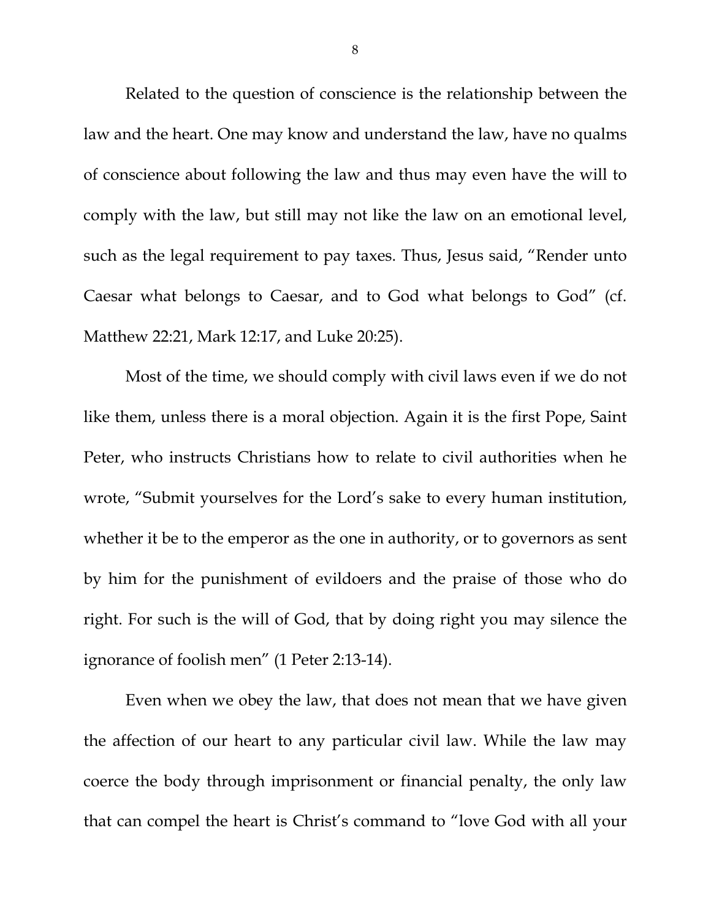Related to the question of conscience is the relationship between the law and the heart. One may know and understand the law, have no qualms of conscience about following the law and thus may even have the will to comply with the law, but still may not like the law on an emotional level, such as the legal requirement to pay taxes. Thus, Jesus said, "Render unto Caesar what belongs to Caesar, and to God what belongs to God" (cf. Matthew 22:21, Mark 12:17, and Luke 20:25).

Most of the time, we should comply with civil laws even if we do not like them, unless there is a moral objection. Again it is the first Pope, Saint Peter, who instructs Christians how to relate to civil authorities when he wrote, "Submit yourselves for the Lord's sake to every human institution, whether it be to the emperor as the one in authority, or to governors as sent by him for the punishment of evildoers and the praise of those who do right. For such is the will of God, that by doing right you may silence the ignorance of foolish men" (1 Peter 2:13-14).

Even when we obey the law, that does not mean that we have given the affection of our heart to any particular civil law. While the law may coerce the body through imprisonment or financial penalty, the only law that can compel the heart is Christ's command to "love God with all your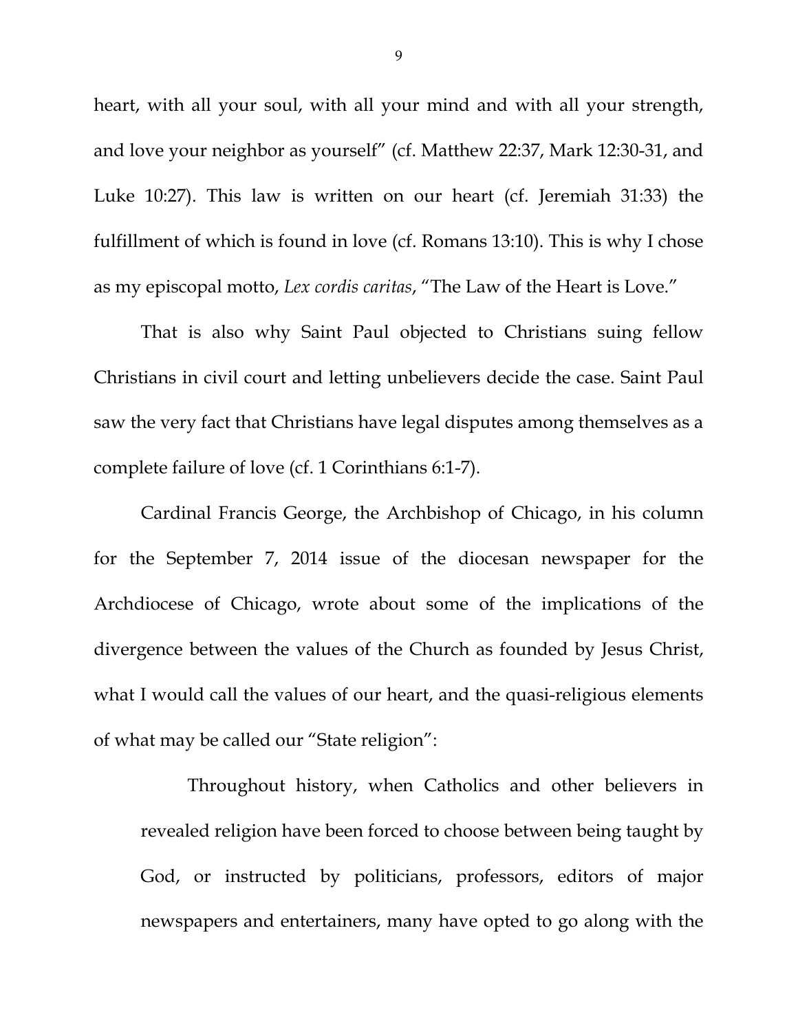heart, with all your soul, with all your mind and with all your strength, and love your neighbor as yourself" (cf. Matthew 22:37, Mark 12:30-31, and Luke 10:27). This law is written on our heart (cf. Jeremiah 31:33) the fulfillment of which is found in love (cf. Romans 13:10). This is why I chose as my episcopal motto, *Lex cordis caritas*, "The Law of the Heart is Love."

That is also why Saint Paul objected to Christians suing fellow Christians in civil court and letting unbelievers decide the case. Saint Paul saw the very fact that Christians have legal disputes among themselves as a complete failure of love (cf. 1 Corinthians 6:1-7).

Cardinal Francis George, the Archbishop of Chicago, in his column for the September 7, 2014 issue of the diocesan newspaper for the Archdiocese of Chicago, wrote about some of the implications of the divergence between the values of the Church as founded by Jesus Christ, what I would call the values of our heart, and the quasi-religious elements of what may be called our "State religion":

> Throughout history, when Catholics and other believers in revealed religion have been forced to choose between being taught by God, or instructed by politicians, professors, editors of major newspapers and entertainers, many have opted to go along with the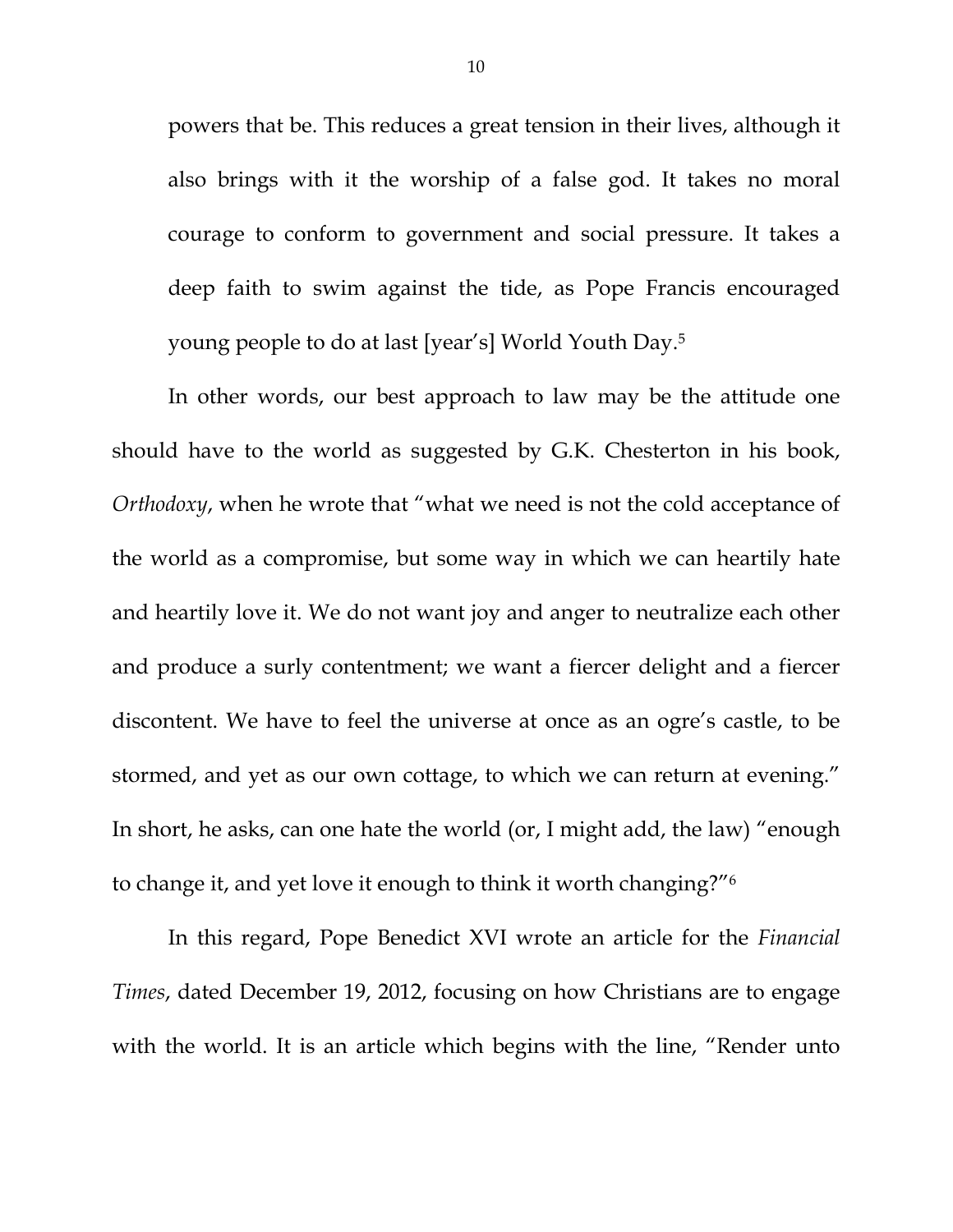powers that be. This reduces a great tension in their lives, although it also brings with it the worship of a false god. It takes no moral courage to conform to government and social pressure. It takes a deep faith to swim against the tide, as Pope Francis encouraged young people to do at last [year's] World Youth Day.[5]

In other words, our best approach to law may be the attitude one should have to the world as suggested by G.K. Chesterton in his book, *Orthodoxy*, when he wrote that "what we need is not the cold acceptance of the world as a compromise, but some way in which we can heartily hate and heartily love it. We do not want joy and anger to neutralize each other and produce a surly contentment; we want a fiercer delight and a fiercer discontent. We have to feel the universe at once as an ogre's castle, to be stormed, and yet as our own cottage, to which we can return at evening." In short, he asks, can one hate the world (or, I might add, the law) "enough to change it, and yet love it enough to think it worth changing?"[6]

In this regard, Pope Benedict XVI wrote an article for the *Financial Times*, dated December 19, 2012, focusing on how Christians are to engage with the world. It is an article which begins with the line, "Render unto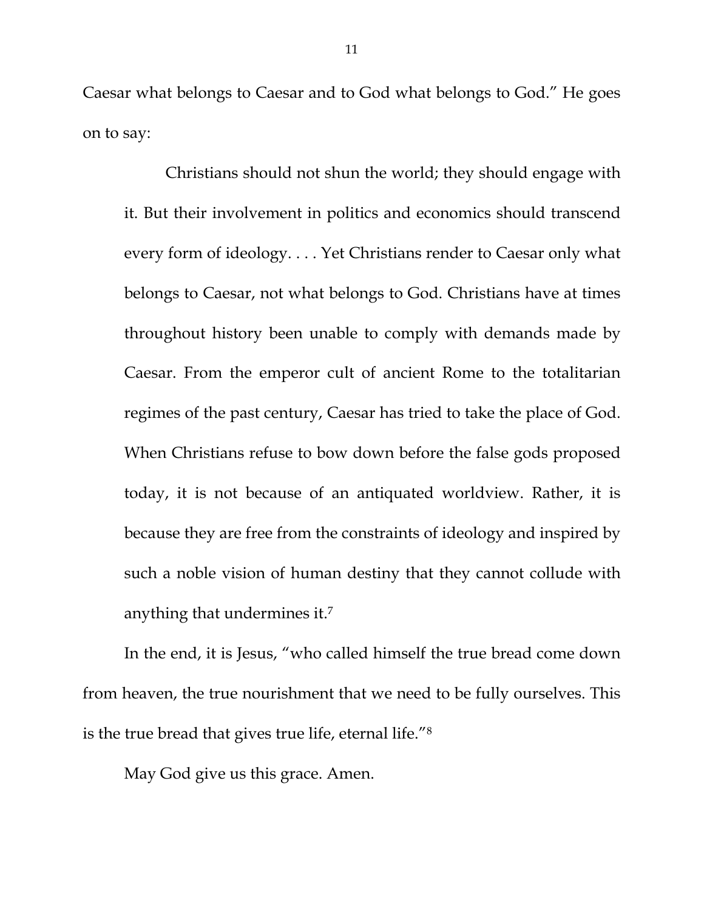Caesar what belongs to Caesar and to God what belongs to God." He goes on to say:

> Christians should not shun the world; they should engage with it. But their involvement in politics and economics should transcend every form of ideology. . . . Yet Christians render to Caesar only what belongs to Caesar, not what belongs to God. Christians have at times throughout history been unable to comply with demands made by Caesar. From the emperor cult of ancient Rome to the totalitarian regimes of the past century, Caesar has tried to take the place of God. When Christians refuse to bow down before the false gods proposed today, it is not because of an antiquated worldview. Rather, it is because they are free from the constraints of ideology and inspired by such a noble vision of human destiny that they cannot collude with anything that undermines it.[7]

In the end, it is Jesus, "who called himself the true bread come down from heaven, the true nourishment that we need to be fully ourselves. This is the true bread that gives true life, eternal life."[8]

May God give us this grace. Amen.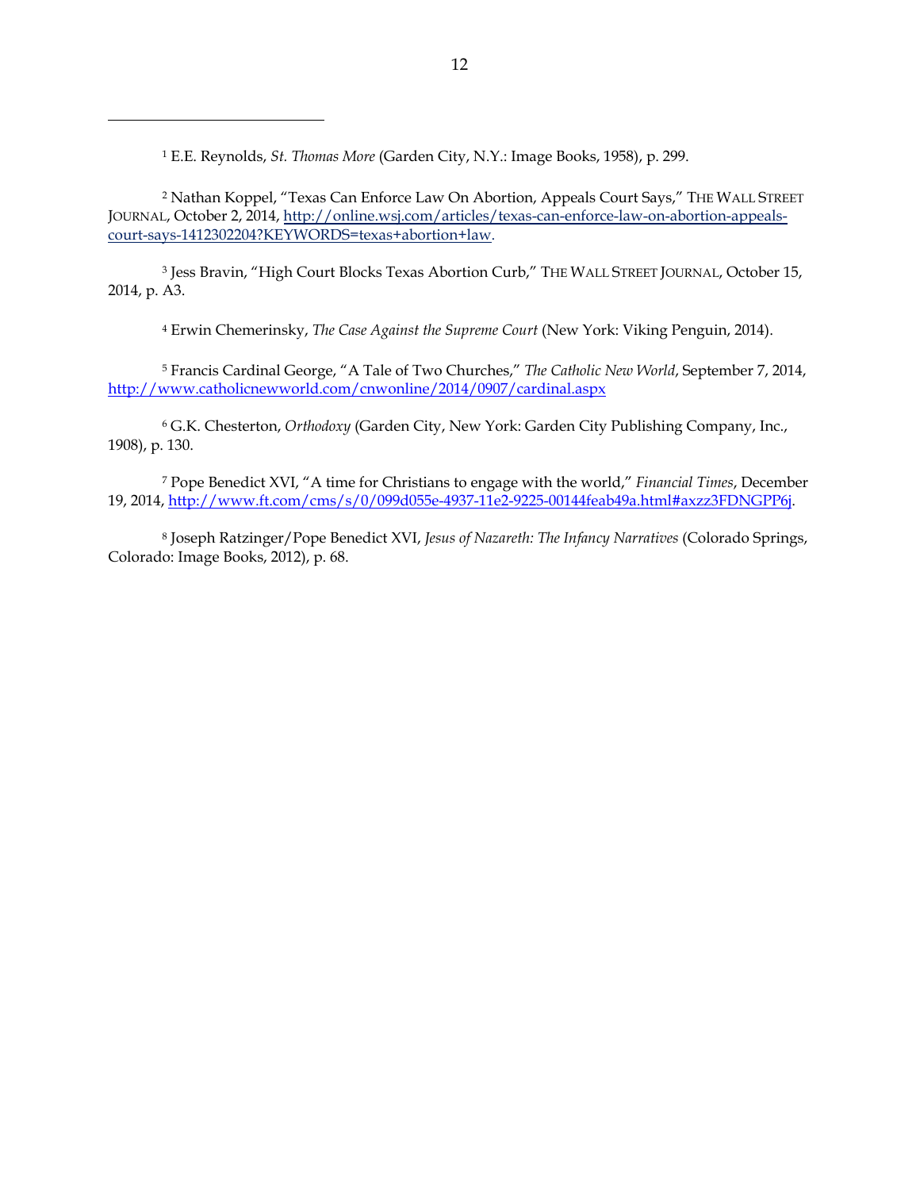[1] E.E. Reynolds, *St. Thomas More* (Garden City, N.Y.: Image Books, 1958), p. 299.

[2] Nathan Koppel, "Texas Can Enforce Law On Abortion, Appeals Court Says," THE WALL STREET JOURNAL, October 2, 2014, http://online.wsj.com/articles/texas-can-enforce-law-on-abortion-appeals-court-says-1412302204?KEYWORDS=texas+abortion+law.

[3] Jess Bravin, "High Court Blocks Texas Abortion Curb," THE WALL STREET JOURNAL, October 15, 2014, p. A3.

[4] Erwin Chemerinsky, *The Case Against the Supreme Court* (New York: Viking Penguin, 2014).

[5] Francis Cardinal George, "A Tale of Two Churches," *The Catholic New World*, September 7, 2014, http://www.catholicnewworld.com/cnwonline/2014/0907/cardinal.aspx

[6] G.K. Chesterton, *Orthodoxy* (Garden City, New York: Garden City Publishing Company, Inc., 1908), p. 130.

[7] Pope Benedict XVI, "A time for Christians to engage with the world," *Financial Times*, December 19, 2014, http://www.ft.com/cms/s/0/099d055e-4937-11e2-9225-00144feab49a.html#axzz3FDNGPP6j.

[8] Joseph Ratzinger/Pope Benedict XVI, *Jesus of Nazareth: The Infancy Narratives* (Colorado Springs, Colorado: Image Books, 2012), p. 68.